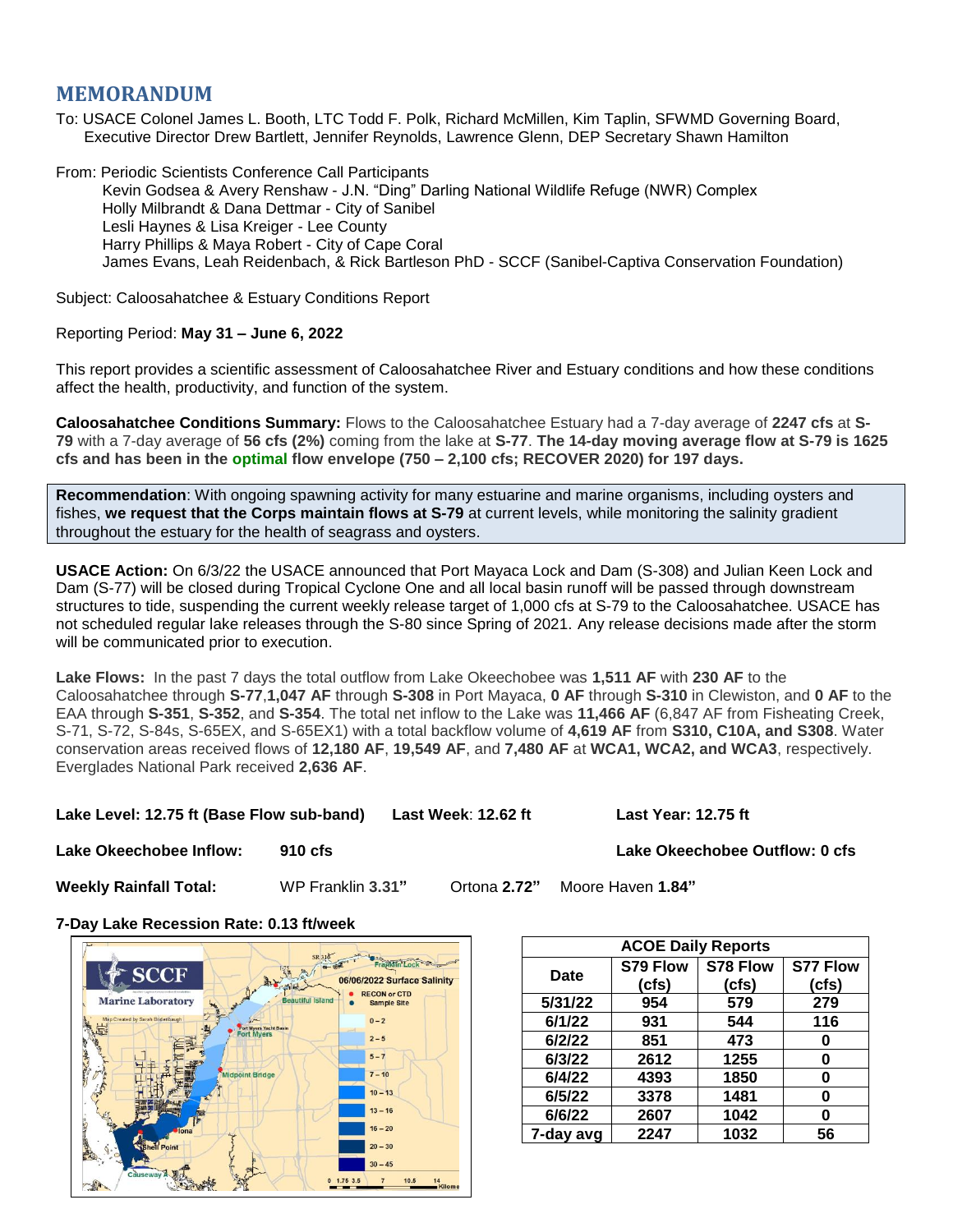# MEMORANDUM

To: USACE Colonel James L. Booth, LTC Todd F. Polk, Richard McMillen, Kim Taplin, SFWMD Governing Board, Executive Director Drew Bartlett, Jennifer Reynolds, Lawrence Glenn, DEP Secretary Shawn Hamilton

From: Periodic Scientists Conference Call Participants
Kevin Godsea & Avery Renshaw - J.N. "Ding" Darling National Wildlife Refuge (NWR) Complex
Holly Milbrandt & Dana Dettmar - City of Sanibel
Lesli Haynes & Lisa Kreiger - Lee County
Harry Phillips & Maya Robert - City of Cape Coral
James Evans, Leah Reidenbach, & Rick Bartleson PhD - SCCF (Sanibel-Captiva Conservation Foundation)

Subject: Caloosahatchee & Estuary Conditions Report

Reporting Period: **May 31 – June 6, 2022**

This report provides a scientific assessment of Caloosahatchee River and Estuary conditions and how these conditions affect the health, productivity, and function of the system.

**Caloosahatchee Conditions Summary:** Flows to the Caloosahatchee Estuary had a 7-day average of **2247 cfs** at **S-79** with a 7-day average of **56 cfs (2%)** coming from the lake at **S-77**. **The 14-day moving average flow at S-79 is 1625 cfs and has been in the optimal flow envelope (750 – 2,100 cfs; RECOVER 2020) for 197 days.**

**Recommendation**: With ongoing spawning activity for many estuarine and marine organisms, including oysters and fishes, **we request that the Corps maintain flows at S-79** at current levels, while monitoring the salinity gradient throughout the estuary for the health of seagrass and oysters.

**USACE Action:** On 6/3/22 the USACE announced that Port Mayaca Lock and Dam (S-308) and Julian Keen Lock and Dam (S-77) will be closed during Tropical Cyclone One and all local basin runoff will be passed through downstream structures to tide, suspending the current weekly release target of 1,000 cfs at S-79 to the Caloosahatchee. USACE has not scheduled regular lake releases through the S-80 since Spring of 2021. Any release decisions made after the storm will be communicated prior to execution.

**Lake Flows:** In the past 7 days the total outflow from Lake Okeechobee was **1,511 AF** with **230 AF** to the Caloosahatchee through **S-77**,**1,047 AF** through **S-308** in Port Mayaca, **0 AF** through **S-310** in Clewiston, and **0 AF** to the EAA through **S-351**, **S-352**, and **S-354**. The total net inflow to the Lake was **11,466 AF** (6,847 AF from Fisheating Creek, S-71, S-72, S-84s, S-65EX, and S-65EX1) with a total backflow volume of **4,619 AF** from **S310, C10A, and S308**. Water conservation areas received flows of **12,180 AF**, **19,549 AF**, and **7,480 AF** at **WCA1, WCA2, and WCA3**, respectively. Everglades National Park received **2,636 AF**.

**Lake Level: 12.75 ft (Base Flow sub-band)** **Last Week**: **12.62 ft** **Last Year: 12.75 ft**

**Lake Okeechobee Inflow:** **910 cfs** **Lake Okeechobee Outflow: 0 cfs**

**Weekly Rainfall Total:** WP Franklin **3.31"** Ortona **2.72"** Moore Haven **1.84"**

**7-Day Lake Recession Rate: 0.13 ft/week**

| ACOE Daily Reports | | | |
|---|---|---|---|
| Date | S79 Flow (cfs) | S78 Flow (cfs) | S77 Flow (cfs) |
| 5/31/22 | 954 | 579 | 279 |
| 6/1/22 | 931 | 544 | 116 |
| 6/2/22 | 851 | 473 | 0 |
| 6/3/22 | 2612 | 1255 | 0 |
| 6/4/22 | 4393 | 1850 | 0 |
| 6/5/22 | 3378 | 1481 | 0 |
| 6/6/22 | 2607 | 1042 | 0 |
| 7-day avg | 2247 | 1032 | 56 |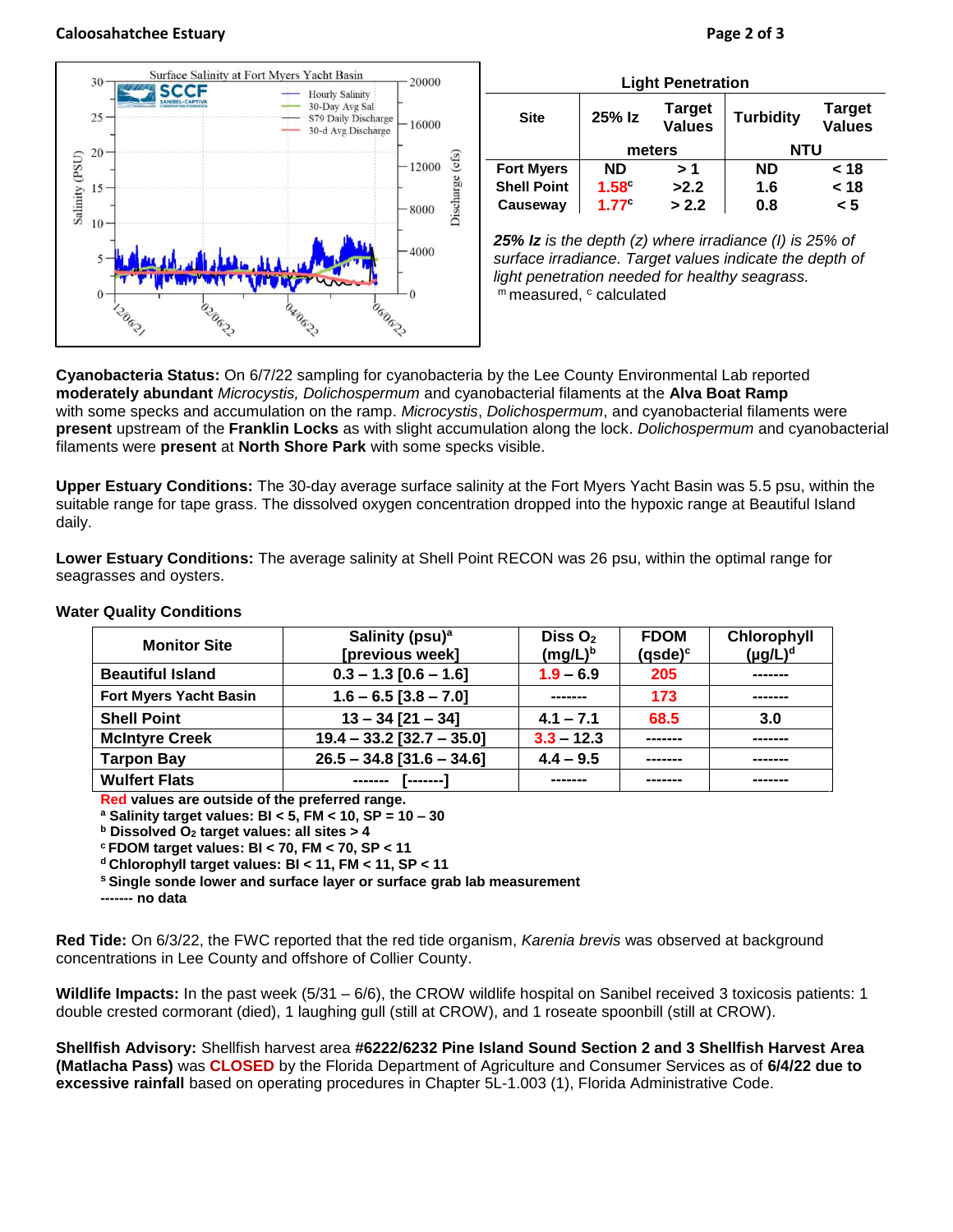Surface Salinity at Fort Myers Yacht Basin

| | | | | | |
|---|---|---|---|---|---|
| **Light Penetration** | | | | | |
| **Site** | **25% Iz** | **Target Values** | **Turbidity** | **Target Values** |
| | **meters** | | **NTU** | |
| **Fort Myers** | **ND** | **> 1** | **ND** | **< 18** |
| **Shell Point** | **1.58[c]** | **>2.2** | **1.6** | **< 18** |
| **Causeway** | **1.77[c]** | **> 2.2** | **0.8** | **< 5** |

***25% Iz** is the depth (z) where irradiance (I) is 25% of surface irradiance. Target values indicate the depth of light penetration needed for healthy seagrass.*
[m] measured, [c] calculated

**Cyanobacteria Status:** On 6/7/22 sampling for cyanobacteria by the Lee County Environmental Lab reported **moderately abundant** *Microcystis, Dolichospermum* and cyanobacterial filaments at the **Alva Boat Ramp** with some specks and accumulation on the ramp. *Microcystis*, *Dolichospermum*, and cyanobacterial filaments were **present** upstream of the **Franklin Locks** as with slight accumulation along the lock. *Dolichospermum* and cyanobacterial filaments were **present** at **North Shore Park** with some specks visible.

**Upper Estuary Conditions:** The 30-day average surface salinity at the Fort Myers Yacht Basin was 5.5 psu, within the suitable range for tape grass. The dissolved oxygen concentration dropped into the hypoxic range at Beautiful Island daily.

**Lower Estuary Conditions:** The average salinity at Shell Point RECON was 26 psu, within the optimal range for seagrasses and oysters.

**Water Quality Conditions**

| Monitor Site | Salinity (psu)[a] [previous week] | Diss $O_2$ (mg/L)[b] | FDOM (qsde)[c] | Chlorophyll (µg/L)[d] |
|---|---|---|---|---|
| **Beautiful Island** | **0.3 – 1.3 [0.6 – 1.6]** | **1.9 – 6.9** | **205** | **-------** |
| **Fort Myers Yacht Basin** | **1.6 – 6.5 [3.8 – 7.0]** | **-------** | **173** | **-------** |
| **Shell Point** | **13 – 34 [21 – 34]** | **4.1 – 7.1** | **68.5** | **3.0** |
| **McIntyre Creek** | **19.4 – 33.2 [32.7 – 35.0]** | **3.3 – 12.3** | **-------** | **-------** |
| **Tarpon Bay** | **26.5 – 34.8 [31.6 – 34.6]** | **4.4 – 9.5** | **-------** | **-------** |
| **Wulfert Flats** | **------- [-------]** | **-------** | **-------** | **-------** |

**Red values are outside of the preferred range.**
**[a] Salinity target values: BI < 5, FM < 10, SP = 10 – 30**
**[b] Dissolved $O_2$ target values: all sites > 4**
**[c] FDOM target values: BI < 70, FM < 70, SP < 11**
**[d] Chlorophyll target values: BI < 11, FM < 11, SP < 11**
**[s] Single sonde lower and surface layer or surface grab lab measurement**
**------- no data**

**Red Tide:** On 6/3/22, the FWC reported that the red tide organism, *Karenia brevis* was observed at background concentrations in Lee County and offshore of Collier County.

**Wildlife Impacts:** In the past week (5/31 – 6/6), the CROW wildlife hospital on Sanibel received 3 toxicosis patients: 1 double crested cormorant (died), 1 laughing gull (still at CROW), and 1 roseate spoonbill (still at CROW).

**Shellfish Advisory:** Shellfish harvest area **#6222/6232 Pine Island Sound Section 2 and 3 Shellfish Harvest Area (Matlacha Pass)** was **CLOSED** by the Florida Department of Agriculture and Consumer Services as of **6/4/22 due to excessive rainfall** based on operating procedures in Chapter 5L-1.003 (1), Florida Administrative Code.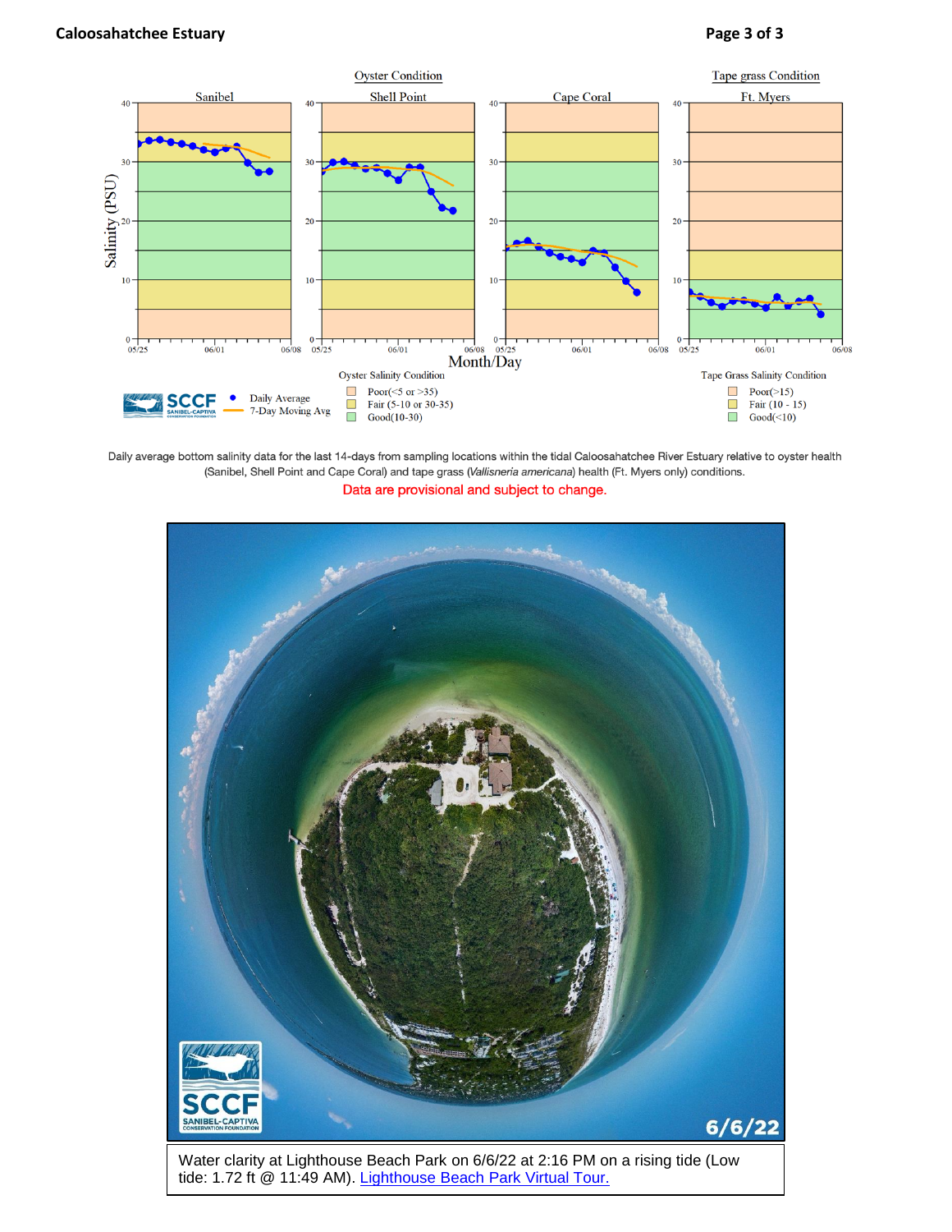Oyster Condition

Sanibel

Shell Point

Cape Coral

Tape grass Condition

Ft. Myers

Salinity (PSU)

0
10
20
30
40

05/25
06/01
06/08

Month/Day

Daily Average
7-Day Moving Avg

Oyster Salinity Condition
Poor(<5 or >35)
Fair (5-10 or 30-35)
Good(10-30)

Tape Grass Salinity Condition
Poor(>15)
Fair (10 - 15)
Good(<10)

Daily average bottom salinity data for the last 14-days from sampling locations within the tidal Caloosahatchee River Estuary relative to oyster health (Sanibel, Shell Point and Cape Coral) and tape grass (*Vallisneria americana*) health (Ft. Myers only) conditions.

Data are provisional and subject to change.

6/6/22

Water clarity at Lighthouse Beach Park on 6/6/22 at 2:16 PM on a rising tide (Low tide: 1.72 ft @ 11:49 AM). [Lighthouse Beach Park Virtual Tour.]